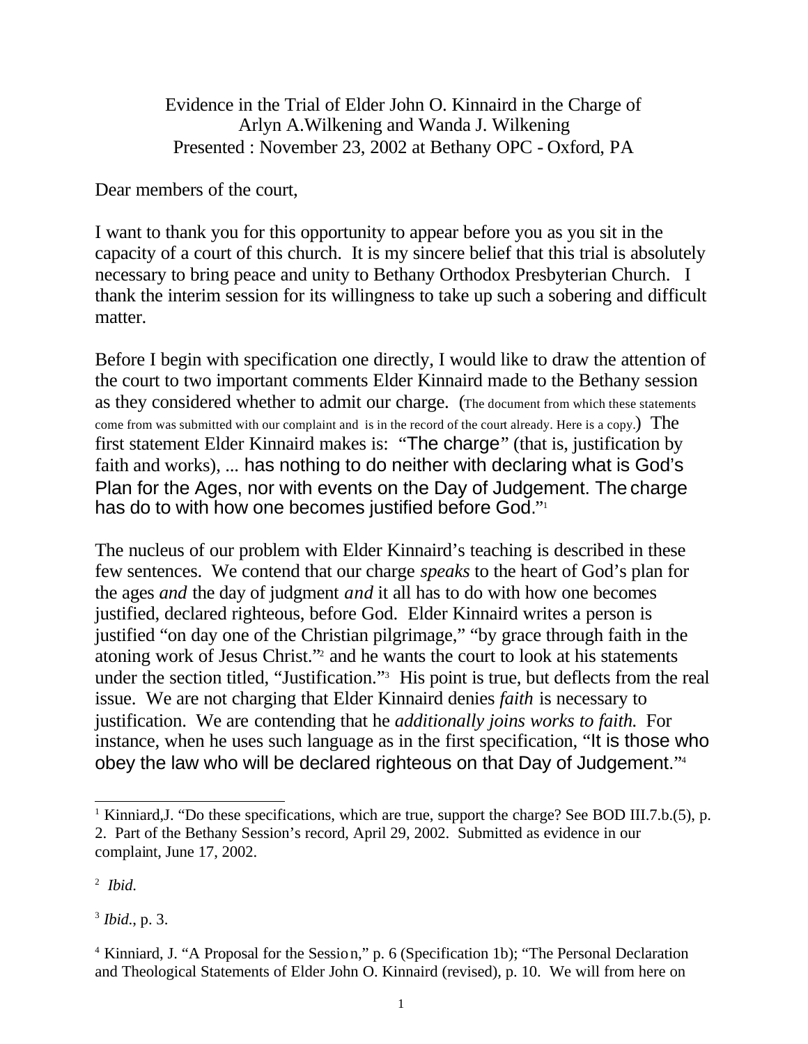Evidence in the Trial of Elder John O. Kinnaird in the Charge of
Arlyn A.Wilkening and Wanda J. Wilkening
Presented : November 23, 2002 at Bethany OPC - Oxford, PA

Dear members of the court,

I want to thank you for this opportunity to appear before you as you sit in the capacity of a court of this church. It is my sincere belief that this trial is absolutely necessary to bring peace and unity to Bethany Orthodox Presbyterian Church. I thank the interim session for its willingness to take up such a sobering and difficult matter.

Before I begin with specification one directly, I would like to draw the attention of the court to two important comments Elder Kinnaird made to the Bethany session as they considered whether to admit our charge. (The document from which these statements come from was submitted with our complaint and is in the record of the court already. Here is a copy.) The first statement Elder Kinnaird makes is: "The charge" (that is, justification by faith and works), ... has nothing to do neither with declaring what is God's Plan for the Ages, nor with events on the Day of Judgement. The charge has do to with how one becomes justified before God."[1]

The nucleus of our problem with Elder Kinnaird's teaching is described in these few sentences. We contend that our charge *speaks* to the heart of God's plan for the ages *and* the day of judgment *and* it all has to do with how one becomes justified, declared righteous, before God. Elder Kinnaird writes a person is justified "on day one of the Christian pilgrimage," "by grace through faith in the atoning work of Jesus Christ."[2] and he wants the court to look at his statements under the section titled, "Justification."[3] His point is true, but deflects from the real issue. We are not charging that Elder Kinnaird denies *faith* is necessary to justification. We are contending that he *additionally joins works to faith.* For instance, when he uses such language as in the first specification, "It is those who obey the law who will be declared righteous on that Day of Judgement."[4]

---

[1] Kinniard,J. "Do these specifications, which are true, support the charge? See BOD III.7.b.(5), p. 2. Part of the Bethany Session's record, April 29, 2002. Submitted as evidence in our complaint, June 17, 2002.

[2] *Ibid.*

[3] *Ibid.*, p. 3.

[4] Kinniard, J. "A Proposal for the Session," p. 6 (Specification 1b); "The Personal Declaration and Theological Statements of Elder John O. Kinnaird (revised), p. 10. We will from here on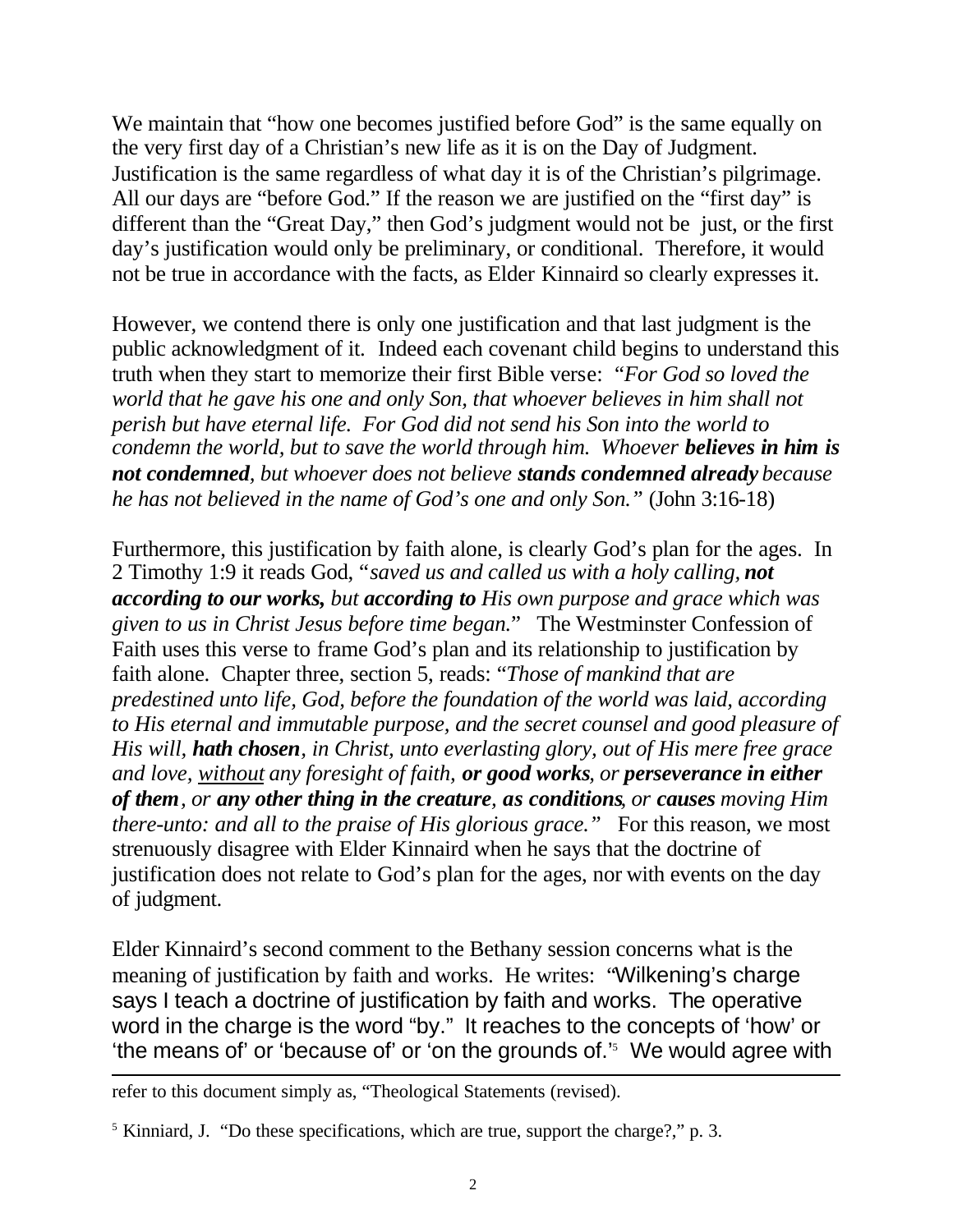We maintain that "how one becomes justified before God" is the same equally on the very first day of a Christian's new life as it is on the Day of Judgment. Justification is the same regardless of what day it is of the Christian's pilgrimage. All our days are "before God." If the reason we are justified on the "first day" is different than the "Great Day," then God's judgment would not be just, or the first day's justification would only be preliminary, or conditional. Therefore, it would not be true in accordance with the facts, as Elder Kinnaird so clearly expresses it.

However, we contend there is only one justification and that last judgment is the public acknowledgment of it. Indeed each covenant child begins to understand this truth when they start to memorize their first Bible verse: "*For God so loved the world that he gave his one and only Son, that whoever believes in him shall not perish but have eternal life. For God did not send his Son into the world to condemn the world, but to save the world through him. Whoever **believes in him is not condemned**, but whoever does not believe **stands condemned already** because he has not believed in the name of God's one and only Son.*" (John 3:16-18)

Furthermore, this justification by faith alone, is clearly God's plan for the ages. In 2 Timothy 1:9 it reads God, "*saved us and called us with a holy calling, **not according to our works,** but **according to** His own purpose and grace which was given to us in Christ Jesus before time began.*" The Westminster Confession of Faith uses this verse to frame God's plan and its relationship to justification by faith alone. Chapter three, section 5, reads: "*Those of mankind that are predestined unto life, God, before the foundation of the world was laid, according to His eternal and immutable purpose, and the secret counsel and good pleasure of His will, **hath chosen**, in Christ, unto everlasting glory, out of His mere free grace and love, <u>without</u> any foresight of faith, **or good works**, or **perseverance in either of them**, or **any other thing in the creature**, **as conditions**, or **causes** moving Him there-unto: and all to the praise of His glorious grace.*" For this reason, we most strenuously disagree with Elder Kinnaird when he says that the doctrine of justification does not relate to God's plan for the ages, nor with events on the day of judgment.

Elder Kinnaird's second comment to the Bethany session concerns what is the meaning of justification by faith and works. He writes: "Wilkening's charge says I teach a doctrine of justification by faith and works. The operative word in the charge is the word "by." It reaches to the concepts of 'how' or 'the means of' or 'because of' or 'on the grounds of.'[5] We would agree with

---

refer to this document simply as, "Theological Statements (revised).

[5] Kinniard, J. "Do these specifications, which are true, support the charge?," p. 3.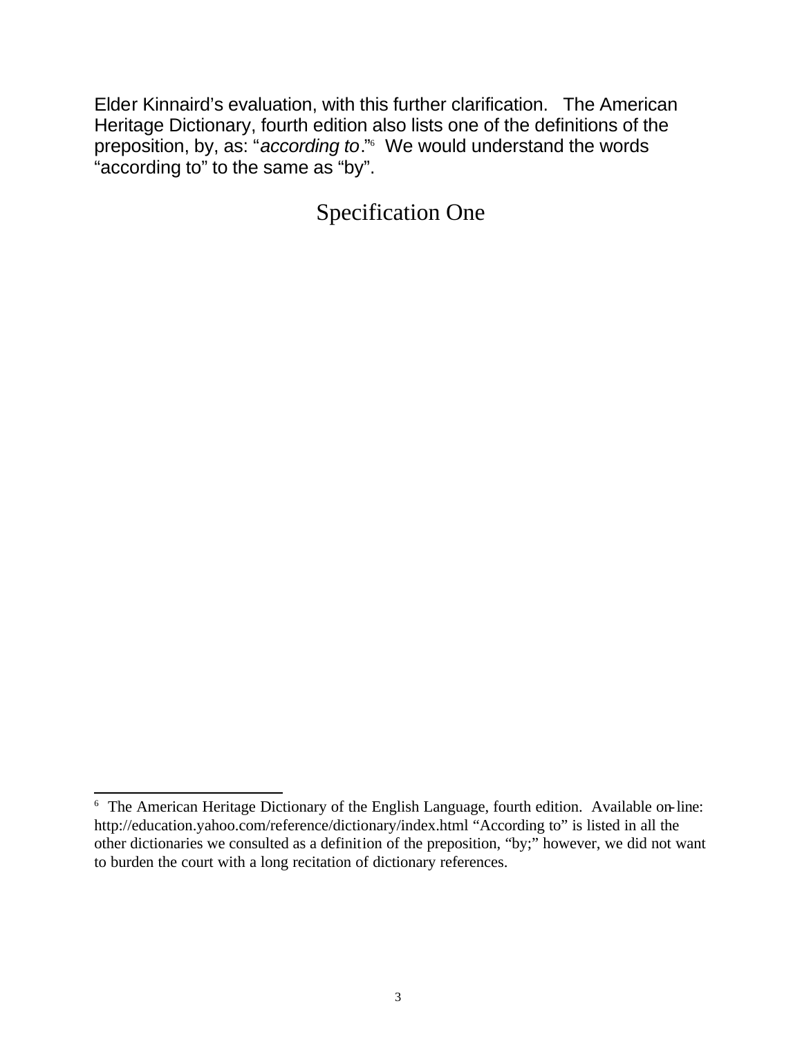Elder Kinnaird's evaluation, with this further clarification. The American Heritage Dictionary, fourth edition also lists one of the definitions of the preposition, by, as: "*according to*."[6] We would understand the words "according to" to the same as "by".

## Specification One

---

[6] The American Heritage Dictionary of the English Language, fourth edition. Available on-line: http://education.yahoo.com/reference/dictionary/index.html "According to" is listed in all the other dictionaries we consulted as a definition of the preposition, "by;" however, we did not want to burden the court with a long recitation of dictionary references.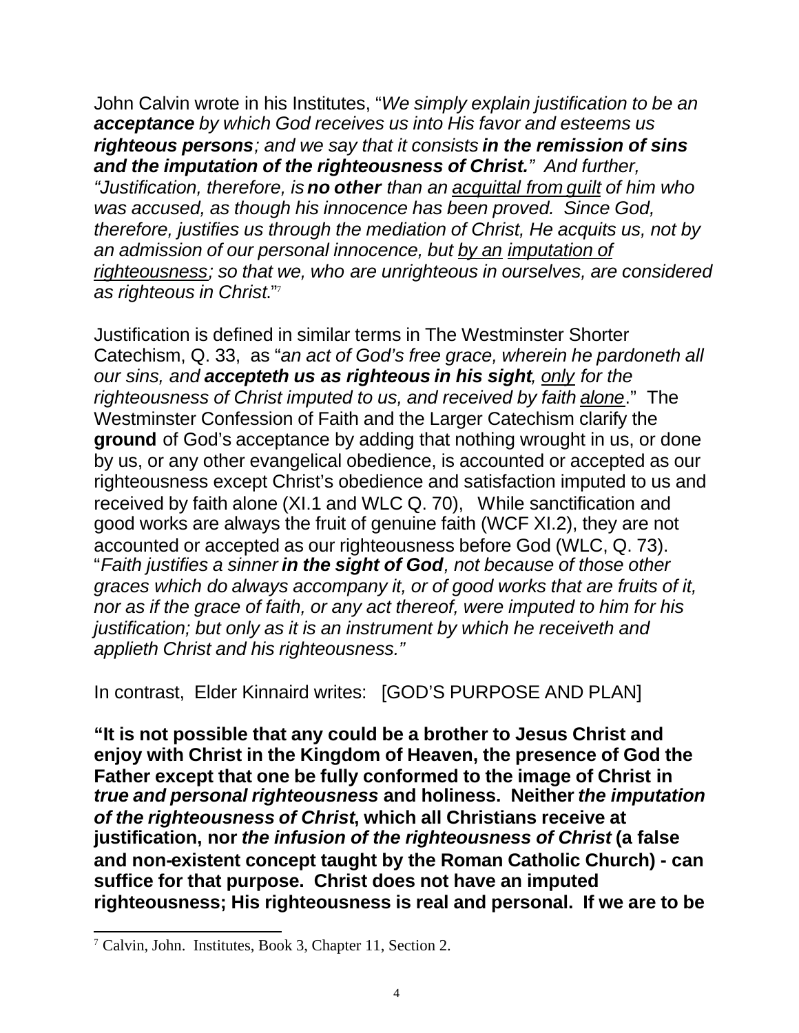John Calvin wrote in his Institutes, "*We simply explain justification to be an **acceptance** by which God receives us into His favor and esteems us **righteous persons**; and we say that it consists **in the remission of sins and the imputation of the righteousness of Christ.**"  And further, "Justification, therefore, is **no other** than an <u>acquittal from guilt</u> of him who was accused, as though his innocence has been proved.  Since God, therefore, justifies us through the mediation of Christ, He acquits us, not by an admission of our personal innocence, but <u>by an imputation of righteousness</u>; so that we, who are unrighteous in ourselves, are considered as righteous in Christ.*"[7]

Justification is defined in similar terms in The Westminster Shorter Catechism, Q. 33,  as "*an act of God's free grace, wherein he pardoneth all our sins, and **accepteth us as righteous in his sight**, <u>only</u> for the righteousness of Christ imputed to us, and received by faith <u>alone</u>.*"  The Westminster Confession of Faith and the Larger Catechism clarify the **ground** of God's acceptance by adding that nothing wrought in us, or done by us, or any other evangelical obedience, is accounted or accepted as our righteousness except Christ's obedience and satisfaction imputed to us and received by faith alone (XI.1 and WLC Q. 70),  While sanctification and good works are always the fruit of genuine faith (WCF XI.2), they are not accounted or accepted as our righteousness before God (WLC, Q. 73). "*Faith justifies a sinner **in the sight of God**, not because of those other graces which do always accompany it, or of good works that are fruits of it, nor as if the grace of faith, or any act thereof, were imputed to him for his justification; but only as it is an instrument by which he receiveth and applieth Christ and his righteousness."*

In contrast,  Elder Kinnaird writes:  [GOD'S PURPOSE AND PLAN]

**"It is not possible that any could be a brother to Jesus Christ and enjoy with Christ in the Kingdom of Heaven, the presence of God the Father except that one be fully conformed to the image of Christ in *true and personal righteousness* and holiness.  Neither *the imputation of the righteousness of Christ*, which all Christians receive at justification, nor *the infusion of the righteousness of Christ* (a false and non-existent concept taught by the Roman Catholic Church) - can suffice for that purpose.  Christ does not have an imputed righteousness; His righteousness is real and personal.  If we are to be**

---

[7] Calvin, John.  Institutes, Book 3, Chapter 11, Section 2.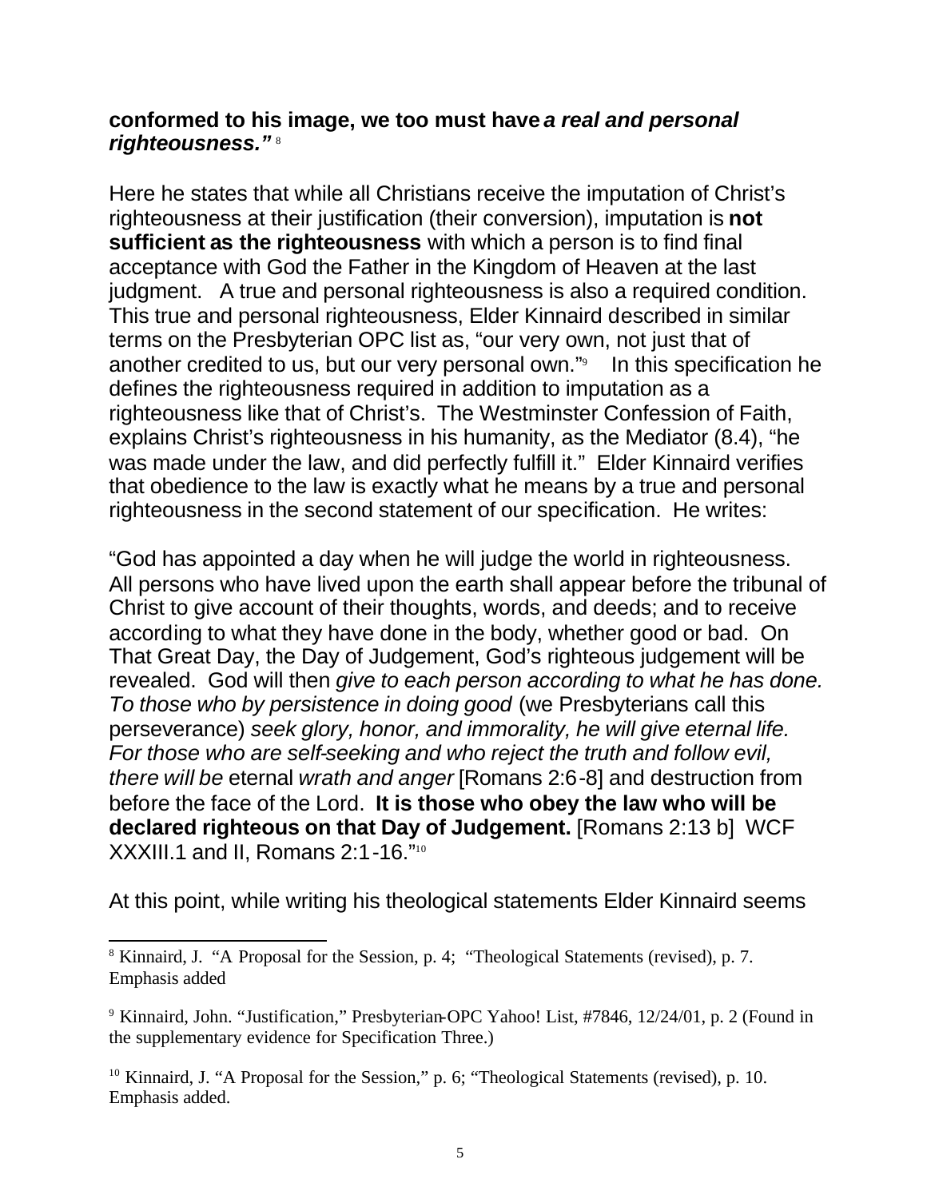**conformed to his image, we too must have *a real and personal righteousness."*** [8]

Here he states that while all Christians receive the imputation of Christ's righteousness at their justification (their conversion), imputation is **not sufficient as the righteousness** with which a person is to find final acceptance with God the Father in the Kingdom of Heaven at the last judgment. A true and personal righteousness is also a required condition. This true and personal righteousness, Elder Kinnaird described in similar terms on the Presbyterian OPC list as, "our very own, not just that of another credited to us, but our very personal own."[9] In this specification he defines the righteousness required in addition to imputation as a righteousness like that of Christ's. The Westminster Confession of Faith, explains Christ's righteousness in his humanity, as the Mediator (8.4), "he was made under the law, and did perfectly fulfill it." Elder Kinnaird verifies that obedience to the law is exactly what he means by a true and personal righteousness in the second statement of our specification. He writes:

"God has appointed a day when he will judge the world in righteousness. All persons who have lived upon the earth shall appear before the tribunal of Christ to give account of their thoughts, words, and deeds; and to receive according to what they have done in the body, whether good or bad. On That Great Day, the Day of Judgement, God's righteous judgement will be revealed. God will then *give to each person according to what he has done. To those who by persistence in doing good* (we Presbyterians call this perseverance) *seek glory, honor, and immorality, he will give eternal life. For those who are self-seeking and who reject the truth and follow evil, there will be* eternal *wrath and anger* [Romans 2:6-8] and destruction from before the face of the Lord. **It is those who obey the law who will be declared righteous on that Day of Judgement.** [Romans 2:13 b] WCF XXXIII.1 and II, Romans 2:1-16."[10]

At this point, while writing his theological statements Elder Kinnaird seems

---

[8] Kinnaird, J. "A Proposal for the Session, p. 4; "Theological Statements (revised), p. 7. Emphasis added

[9] Kinnaird, John. "Justification," Presbyterian-OPC Yahoo! List, #7846, 12/24/01, p. 2 (Found in the supplementary evidence for Specification Three.)

[10] Kinnaird, J. "A Proposal for the Session," p. 6; "Theological Statements (revised), p. 10. Emphasis added.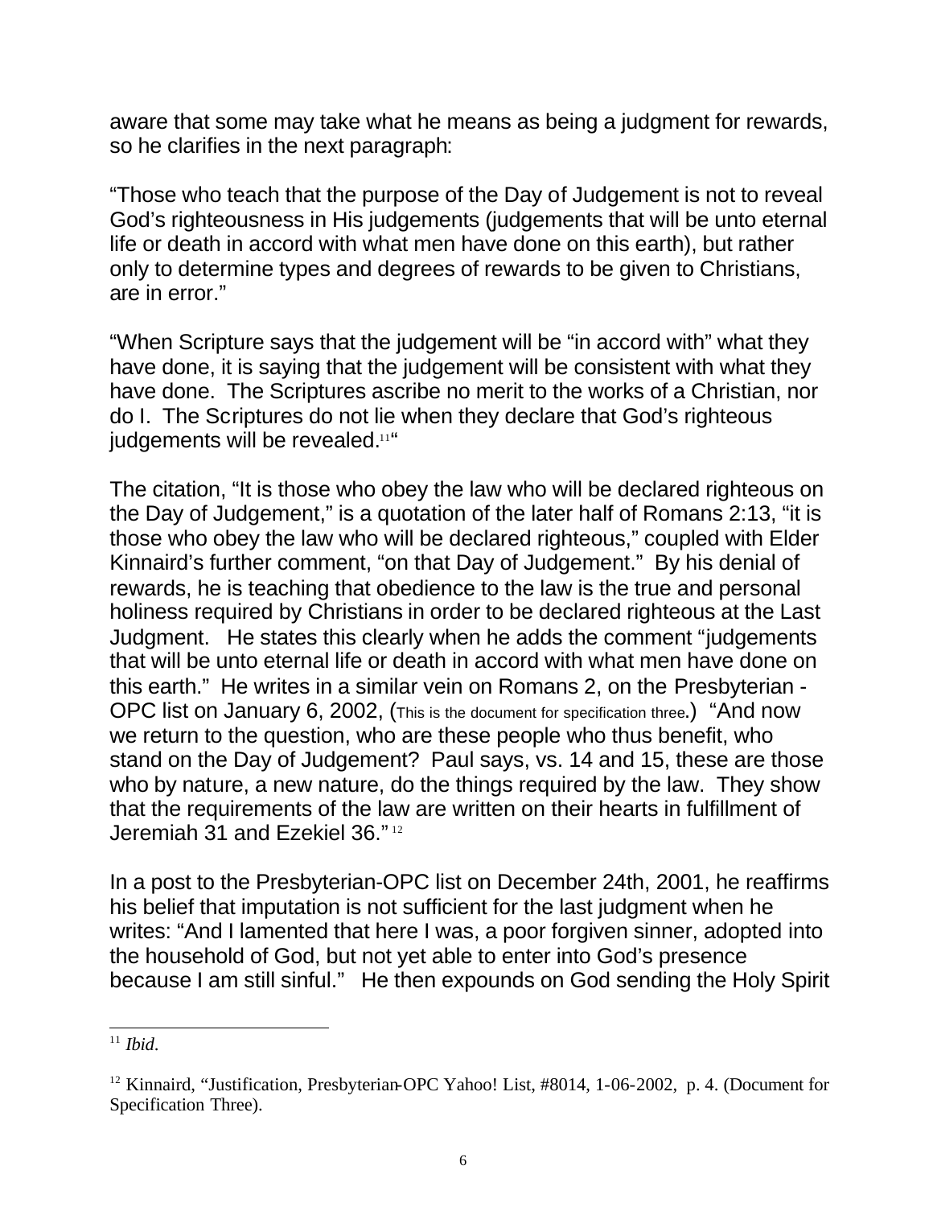aware that some may take what he means as being a judgment for rewards, so he clarifies in the next paragraph:

"Those who teach that the purpose of the Day of Judgement is not to reveal God's righteousness in His judgements (judgements that will be unto eternal life or death in accord with what men have done on this earth), but rather only to determine types and degrees of rewards to be given to Christians, are in error."

"When Scripture says that the judgement will be "in accord with" what they have done, it is saying that the judgement will be consistent with what they have done. The Scriptures ascribe no merit to the works of a Christian, nor do I. The Scriptures do not lie when they declare that God's righteous judgements will be revealed.[11]"

The citation, "It is those who obey the law who will be declared righteous on the Day of Judgement," is a quotation of the later half of Romans 2:13, "it is those who obey the law who will be declared righteous," coupled with Elder Kinnaird's further comment, "on that Day of Judgement." By his denial of rewards, he is teaching that obedience to the law is the true and personal holiness required by Christians in order to be declared righteous at the Last Judgment. He states this clearly when he adds the comment "judgements that will be unto eternal life or death in accord with what men have done on this earth." He writes in a similar vein on Romans 2, on the Presbyterian - OPC list on January 6, 2002, (This is the document for specification three.) "And now we return to the question, who are these people who thus benefit, who stand on the Day of Judgement? Paul says, vs. 14 and 15, these are those who by nature, a new nature, do the things required by the law. They show that the requirements of the law are written on their hearts in fulfillment of Jeremiah 31 and Ezekiel 36."[12]

In a post to the Presbyterian-OPC list on December 24th, 2001, he reaffirms his belief that imputation is not sufficient for the last judgment when he writes: "And I lamented that here I was, a poor forgiven sinner, adopted into the household of God, but not yet able to enter into God's presence because I am still sinful." He then expounds on God sending the Holy Spirit

---

[11] *Ibid*.

[12] Kinnaird, "Justification, Presbyterian-OPC Yahoo! List, #8014, 1-06-2002, p. 4. (Document for Specification Three).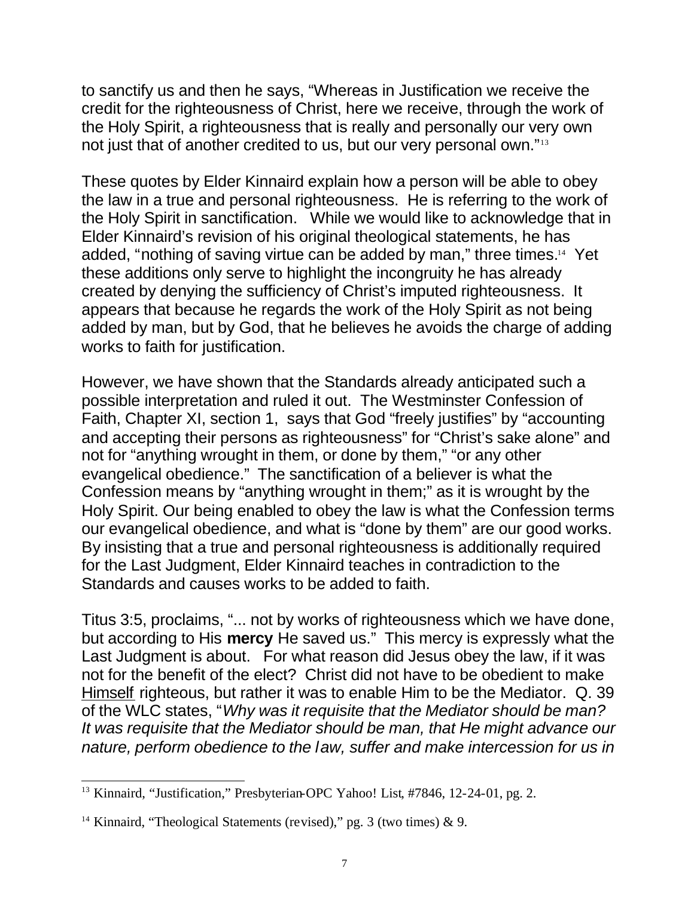to sanctify us and then he says, "Whereas in Justification we receive the credit for the righteousness of Christ, here we receive, through the work of the Holy Spirit, a righteousness that is really and personally our very own not just that of another credited to us, but our very personal own."[13]

These quotes by Elder Kinnaird explain how a person will be able to obey the law in a true and personal righteousness. He is referring to the work of the Holy Spirit in sanctification. While we would like to acknowledge that in Elder Kinnaird's revision of his original theological statements, he has added, "nothing of saving virtue can be added by man," three times.[14] Yet these additions only serve to highlight the incongruity he has already created by denying the sufficiency of Christ's imputed righteousness. It appears that because he regards the work of the Holy Spirit as not being added by man, but by God, that he believes he avoids the charge of adding works to faith for justification.

However, we have shown that the Standards already anticipated such a possible interpretation and ruled it out. The Westminster Confession of Faith, Chapter XI, section 1, says that God "freely justifies" by "accounting and accepting their persons as righteousness" for "Christ's sake alone" and not for "anything wrought in them, or done by them," "or any other evangelical obedience." The sanctification of a believer is what the Confession means by "anything wrought in them;" as it is wrought by the Holy Spirit. Our being enabled to obey the law is what the Confession terms our evangelical obedience, and what is "done by them" are our good works. By insisting that a true and personal righteousness is additionally required for the Last Judgment, Elder Kinnaird teaches in contradiction to the Standards and causes works to be added to faith.

Titus 3:5, proclaims, "... not by works of righteousness which we have done, but according to His **mercy** He saved us." This mercy is expressly what the Last Judgment is about. For what reason did Jesus obey the law, if it was not for the benefit of the elect? Christ did not have to be obedient to make Himself righteous, but rather it was to enable Him to be the Mediator. Q. 39 of the WLC states, "*Why was it requisite that the Mediator should be man? It was requisite that the Mediator should be man, that He might advance our nature, perform obedience to the law, suffer and make intercession for us in*

---

[13] Kinnaird, "Justification," Presbyterian-OPC Yahoo! List, #7846, 12-24-01, pg. 2.

[14] Kinnaird, "Theological Statements (revised)," pg. 3 (two times) & 9.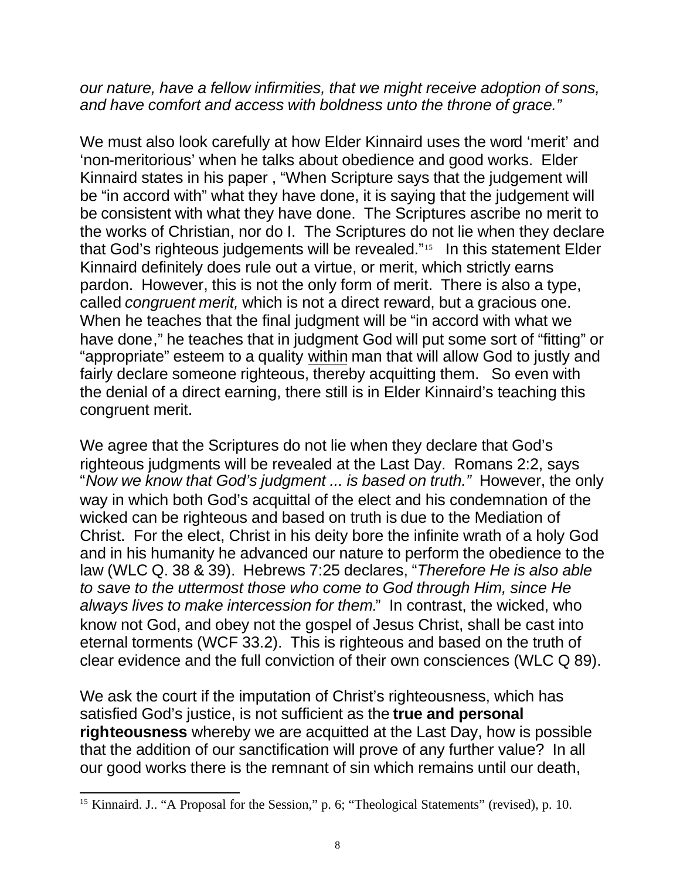*our nature, have a fellow infirmities, that we might receive adoption of sons, and have comfort and access with boldness unto the throne of grace."*

We must also look carefully at how Elder Kinnaird uses the word 'merit' and 'non-meritorious' when he talks about obedience and good works. Elder Kinnaird states in his paper , "When Scripture says that the judgement will be "in accord with" what they have done, it is saying that the judgement will be consistent with what they have done. The Scriptures ascribe no merit to the works of Christian, nor do I. The Scriptures do not lie when they declare that God's righteous judgements will be revealed."[15] In this statement Elder Kinnaird definitely does rule out a virtue, or merit, which strictly earns pardon. However, this is not the only form of merit. There is also a type, called *congruent merit,* which is not a direct reward, but a gracious one. When he teaches that the final judgment will be "in accord with what we have done," he teaches that in judgment God will put some sort of "fitting" or "appropriate" esteem to a quality <u>within</u> man that will allow God to justly and fairly declare someone righteous, thereby acquitting them. So even with the denial of a direct earning, there still is in Elder Kinnaird's teaching this congruent merit.

We agree that the Scriptures do not lie when they declare that God's righteous judgments will be revealed at the Last Day. Romans 2:2, says "*Now we know that God's judgment ... is based on truth."* However, the only way in which both God's acquittal of the elect and his condemnation of the wicked can be righteous and based on truth is due to the Mediation of Christ. For the elect, Christ in his deity bore the infinite wrath of a holy God and in his humanity he advanced our nature to perform the obedience to the law (WLC Q. 38 & 39). Hebrews 7:25 declares, "*Therefore He is also able to save to the uttermost those who come to God through Him, since He always lives to make intercession for them.*" In contrast, the wicked, who know not God, and obey not the gospel of Jesus Christ, shall be cast into eternal torments (WCF 33.2). This is righteous and based on the truth of clear evidence and the full conviction of their own consciences (WLC Q 89).

We ask the court if the imputation of Christ's righteousness, which has satisfied God's justice, is not sufficient as the **true and personal righteousness** whereby we are acquitted at the Last Day, how is possible that the addition of our sanctification will prove of any further value? In all our good works there is the remnant of sin which remains until our death,

---

[15] Kinnaird. J.. "A Proposal for the Session," p. 6; "Theological Statements" (revised), p. 10.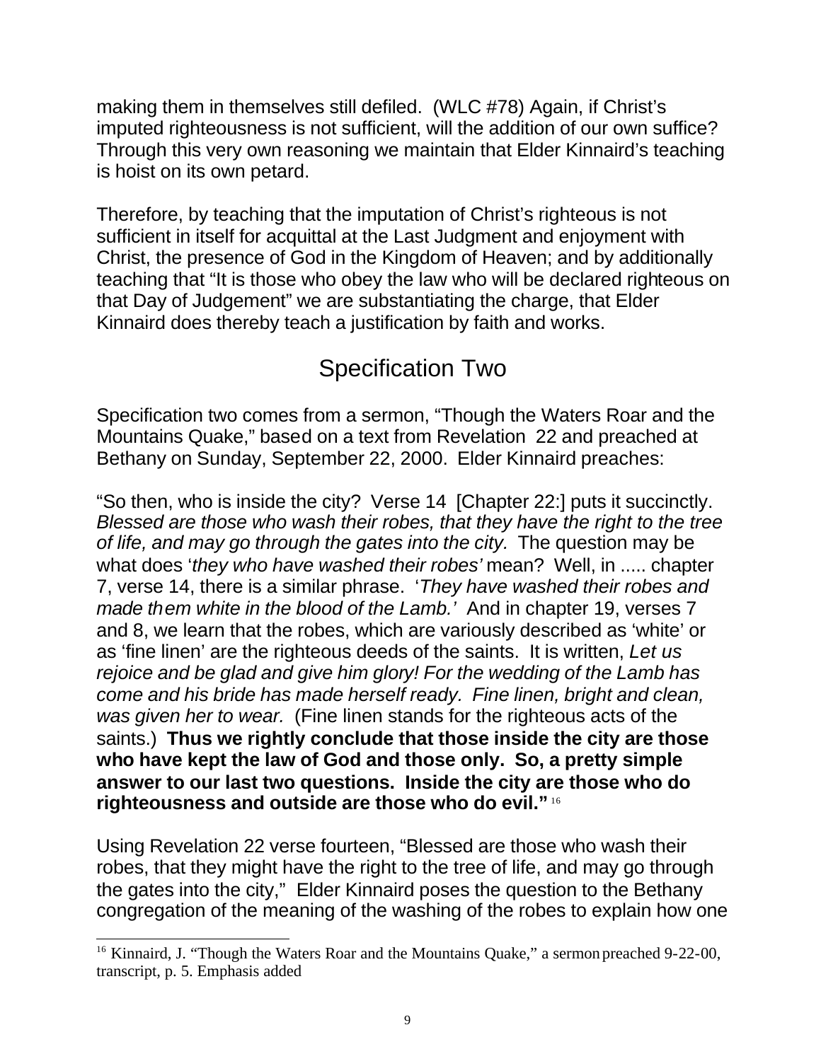making them in themselves still defiled. (WLC #78) Again, if Christ's imputed righteousness is not sufficient, will the addition of our own suffice? Through this very own reasoning we maintain that Elder Kinnaird's teaching is hoist on its own petard.

Therefore, by teaching that the imputation of Christ's righteous is not sufficient in itself for acquittal at the Last Judgment and enjoyment with Christ, the presence of God in the Kingdom of Heaven; and by additionally teaching that "It is those who obey the law who will be declared righteous on that Day of Judgement" we are substantiating the charge, that Elder Kinnaird does thereby teach a justification by faith and works.

## Specification Two

Specification two comes from a sermon, "Though the Waters Roar and the Mountains Quake," based on a text from Revelation 22 and preached at Bethany on Sunday, September 22, 2000. Elder Kinnaird preaches:

"So then, who is inside the city? Verse 14 [Chapter 22:] puts it succinctly. *Blessed are those who wash their robes, that they have the right to the tree of life, and may go through the gates into the city.* The question may be what does '*they who have washed their robes'* mean? Well, in ..... chapter 7, verse 14, there is a similar phrase. '*They have washed their robes and made them white in the blood of the Lamb.'* And in chapter 19, verses 7 and 8, we learn that the robes, which are variously described as 'white' or as 'fine linen' are the righteous deeds of the saints. It is written, *Let us rejoice and be glad and give him glory! For the wedding of the Lamb has come and his bride has made herself ready. Fine linen, bright and clean, was given her to wear.* (Fine linen stands for the righteous acts of the saints.) **Thus we rightly conclude that those inside the city are those who have kept the law of God and those only. So, a pretty simple answer to our last two questions. Inside the city are those who do righteousness and outside are those who do evil."** [16]

Using Revelation 22 verse fourteen, "Blessed are those who wash their robes, that they might have the right to the tree of life, and may go through the gates into the city," Elder Kinnaird poses the question to the Bethany congregation of the meaning of the washing of the robes to explain how one

---

[16] Kinnaird, J. "Though the Waters Roar and the Mountains Quake," a sermon preached 9-22-00, transcript, p. 5. Emphasis added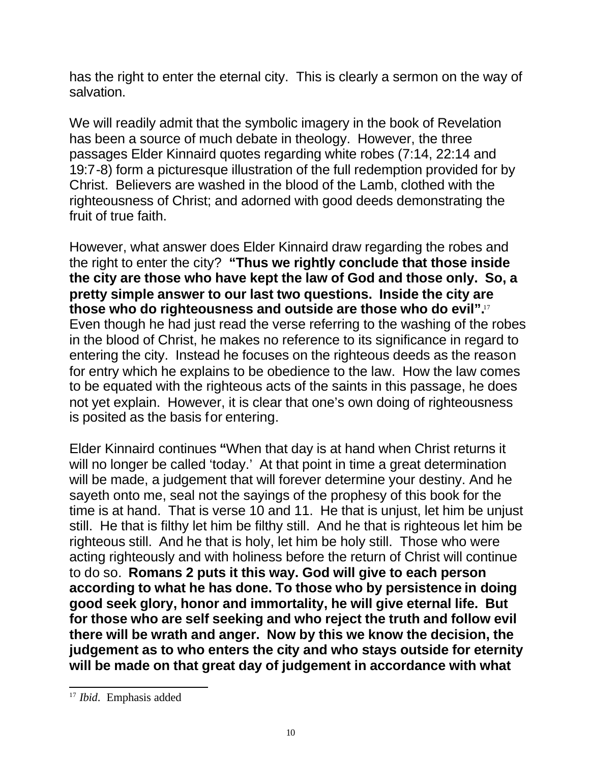has the right to enter the eternal city. This is clearly a sermon on the way of salvation.

We will readily admit that the symbolic imagery in the book of Revelation has been a source of much debate in theology. However, the three passages Elder Kinnaird quotes regarding white robes (7:14, 22:14 and 19:7-8) form a picturesque illustration of the full redemption provided for by Christ. Believers are washed in the blood of the Lamb, clothed with the righteousness of Christ; and adorned with good deeds demonstrating the fruit of true faith.

However, what answer does Elder Kinnaird draw regarding the robes and the right to enter the city? **"Thus we rightly conclude that those inside the city are those who have kept the law of God and those only. So, a pretty simple answer to our last two questions. Inside the city are those who do righteousness and outside are those who do evil".**[17] Even though he had just read the verse referring to the washing of the robes in the blood of Christ, he makes no reference to its significance in regard to entering the city. Instead he focuses on the righteous deeds as the reason for entry which he explains to be obedience to the law. How the law comes to be equated with the righteous acts of the saints in this passage, he does not yet explain. However, it is clear that one's own doing of righteousness is posited as the basis for entering.

Elder Kinnaird continues **"**When that day is at hand when Christ returns it will no longer be called 'today.' At that point in time a great determination will be made, a judgement that will forever determine your destiny. And he sayeth onto me, seal not the sayings of the prophesy of this book for the time is at hand. That is verse 10 and 11. He that is unjust, let him be unjust still. He that is filthy let him be filthy still. And he that is righteous let him be righteous still. And he that is holy, let him be holy still. Those who were acting righteously and with holiness before the return of Christ will continue to do so. **Romans 2 puts it this way. God will give to each person according to what he has done. To those who by persistence in doing good seek glory, honor and immortality, he will give eternal life. But for those who are self seeking and who reject the truth and follow evil there will be wrath and anger. Now by this we know the decision, the judgement as to who enters the city and who stays outside for eternity will be made on that great day of judgement in accordance with what**

---

[17] *Ibid*. Emphasis added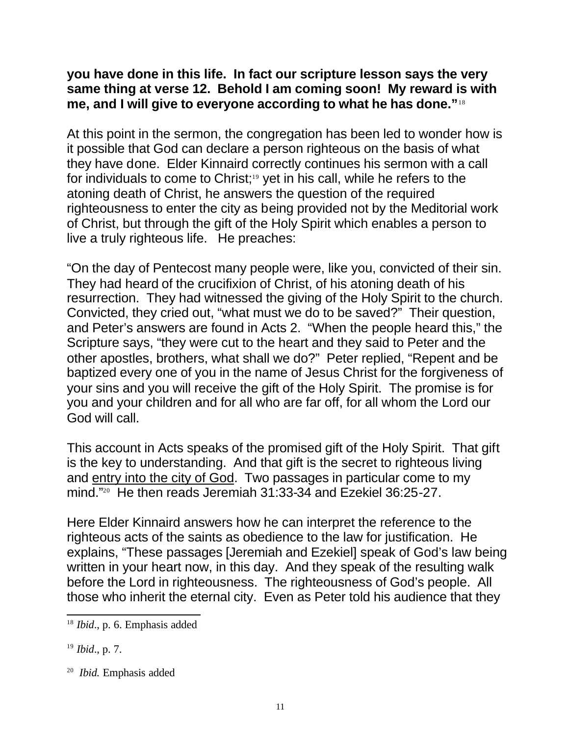**you have done in this life. In fact our scripture lesson says the very same thing at verse 12. Behold I am coming soon! My reward is with me, and I will give to everyone according to what he has done."**[18]

At this point in the sermon, the congregation has been led to wonder how is it possible that God can declare a person righteous on the basis of what they have done. Elder Kinnaird correctly continues his sermon with a call for individuals to come to Christ;[19] yet in his call, while he refers to the atoning death of Christ, he answers the question of the required righteousness to enter the city as being provided not by the Meditorial work of Christ, but through the gift of the Holy Spirit which enables a person to live a truly righteous life. He preaches:

"On the day of Pentecost many people were, like you, convicted of their sin. They had heard of the crucifixion of Christ, of his atoning death of his resurrection. They had witnessed the giving of the Holy Spirit to the church. Convicted, they cried out, "what must we do to be saved?" Their question, and Peter's answers are found in Acts 2. "When the people heard this," the Scripture says, "they were cut to the heart and they said to Peter and the other apostles, brothers, what shall we do?" Peter replied, "Repent and be baptized every one of you in the name of Jesus Christ for the forgiveness of your sins and you will receive the gift of the Holy Spirit. The promise is for you and your children and for all who are far off, for all whom the Lord our God will call.

This account in Acts speaks of the promised gift of the Holy Spirit. That gift is the key to understanding. And that gift is the secret to righteous living and <u>entry into the city of God</u>. Two passages in particular come to my mind."[20] He then reads Jeremiah 31:33-34 and Ezekiel 36:25-27.

Here Elder Kinnaird answers how he can interpret the reference to the righteous acts of the saints as obedience to the law for justification. He explains, "These passages [Jeremiah and Ezekiel] speak of God's law being written in your heart now, in this day. And they speak of the resulting walk before the Lord in righteousness. The righteousness of God's people. All those who inherit the eternal city. Even as Peter told his audience that they

---

[18] *Ibid*., p. 6. Emphasis added

[19] *Ibid*., p. 7.

[20] *Ibid.* Emphasis added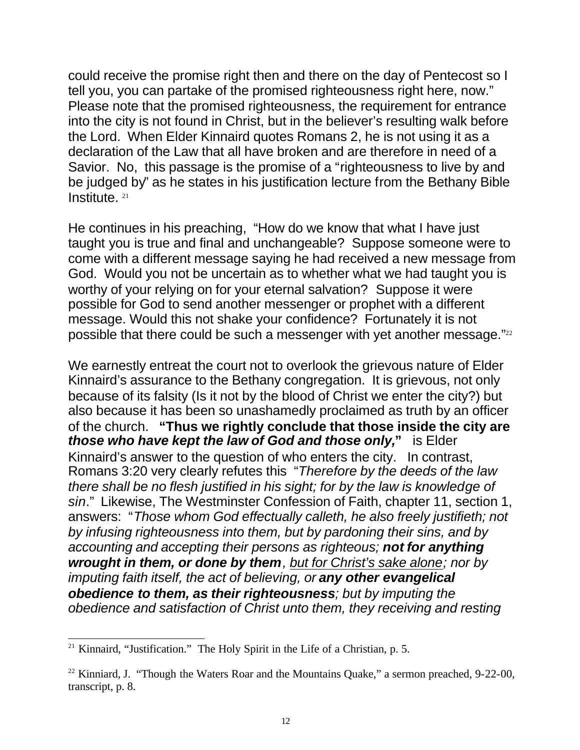could receive the promise right then and there on the day of Pentecost so I tell you, you can partake of the promised righteousness right here, now." Please note that the promised righteousness, the requirement for entrance into the city is not found in Christ, but in the believer's resulting walk before the Lord. When Elder Kinnaird quotes Romans 2, he is not using it as a declaration of the Law that all have broken and are therefore in need of a Savior. No, this passage is the promise of a "righteousness to live by and be judged by" as he states in his justification lecture from the Bethany Bible Institute. [21]

He continues in his preaching, "How do we know that what I have just taught you is true and final and unchangeable? Suppose someone were to come with a different message saying he had received a new message from God. Would you not be uncertain as to whether what we had taught you is worthy of your relying on for your eternal salvation? Suppose it were possible for God to send another messenger or prophet with a different message. Would this not shake your confidence? Fortunately it is not possible that there could be such a messenger with yet another message."[22]

We earnestly entreat the court not to overlook the grievous nature of Elder Kinnaird's assurance to the Bethany congregation. It is grievous, not only because of its falsity (Is it not by the blood of Christ we enter the city?) but also because it has been so unashamedly proclaimed as truth by an officer of the church. **"Thus we rightly conclude that those inside the city are *those who have kept the law of God and those only,*"** is Elder Kinnaird's answer to the question of who enters the city. In contrast, Romans 3:20 very clearly refutes this "*Therefore by the deeds of the law there shall be no flesh justified in his sight; for by the law is knowledge of sin*." Likewise, The Westminster Confession of Faith, chapter 11, section 1, answers: "*Those whom God effectually calleth, he also freely justifieth; not by infusing righteousness into them, but by pardoning their sins, and by accounting and accepting their persons as righteous; **not for anything wrought in them, or done by them**, <u>but for Christ's sake alone</u>; nor by imputing faith itself, the act of believing, or **any other evangelical obedience to them, as their righteousness**; but by imputing the obedience and satisfaction of Christ unto them, they receiving and resting*

---

[21] Kinnaird, "Justification." The Holy Spirit in the Life of a Christian, p. 5.

[22] Kinniard, J. "Though the Waters Roar and the Mountains Quake," a sermon preached, 9-22-00, transcript, p. 8.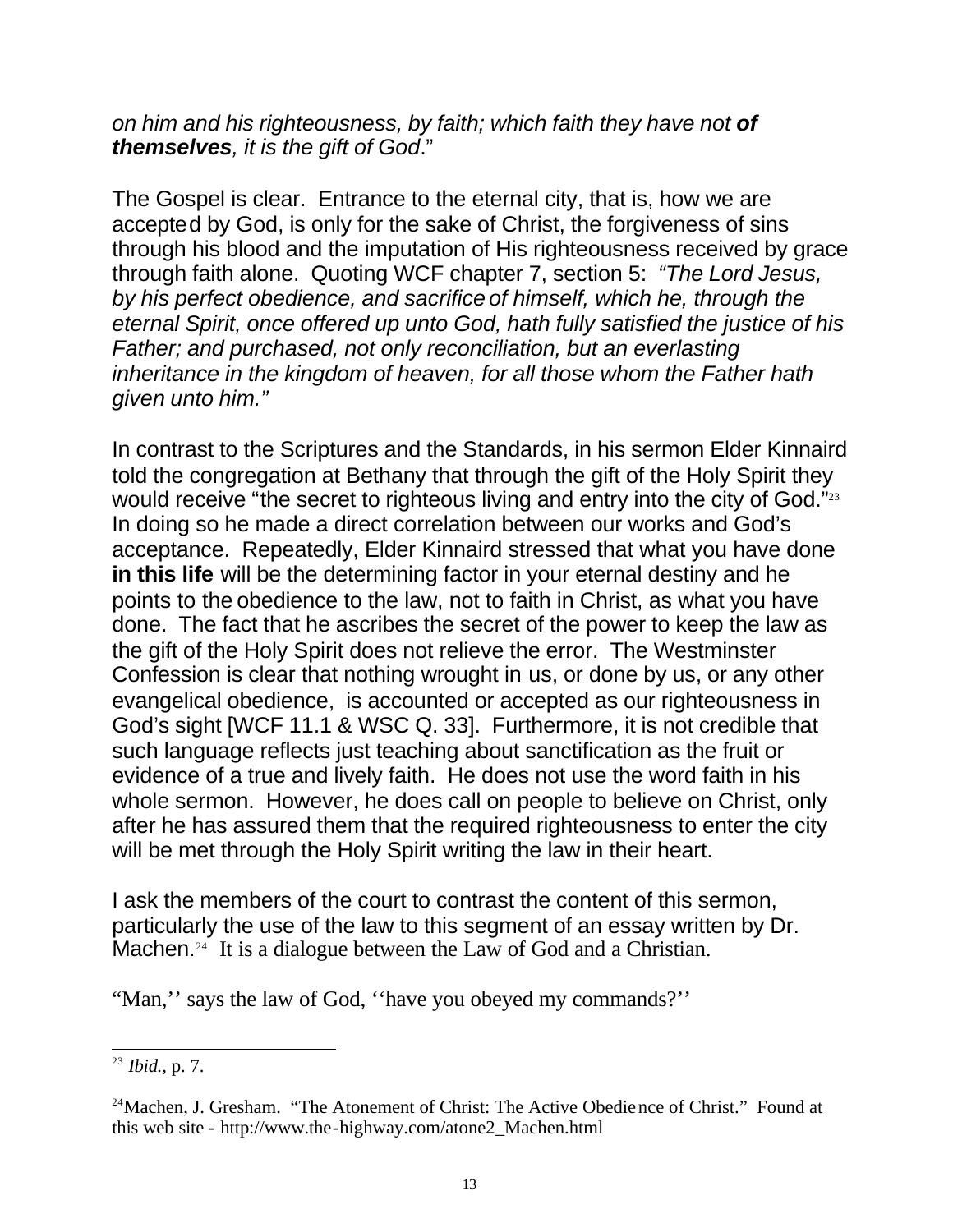*on him and his righteousness, by faith; which faith they have not* ***of themselves****, it is the gift of God*."

The Gospel is clear. Entrance to the eternal city, that is, how we are accepted by God, is only for the sake of Christ, the forgiveness of sins through his blood and the imputation of His righteousness received by grace through faith alone. Quoting WCF chapter 7, section 5: *"The Lord Jesus, by his perfect obedience, and sacrifice of himself, which he, through the eternal Spirit, once offered up unto God, hath fully satisfied the justice of his Father; and purchased, not only reconciliation, but an everlasting inheritance in the kingdom of heaven, for all those whom the Father hath given unto him."*

In contrast to the Scriptures and the Standards, in his sermon Elder Kinnaird told the congregation at Bethany that through the gift of the Holy Spirit they would receive "the secret to righteous living and entry into the city of God."[23] In doing so he made a direct correlation between our works and God's acceptance. Repeatedly, Elder Kinnaird stressed that what you have done **in this life** will be the determining factor in your eternal destiny and he points to the obedience to the law, not to faith in Christ, as what you have done. The fact that he ascribes the secret of the power to keep the law as the gift of the Holy Spirit does not relieve the error. The Westminster Confession is clear that nothing wrought in us, or done by us, or any other evangelical obedience, is accounted or accepted as our righteousness in God's sight [WCF 11.1 & WSC Q. 33]. Furthermore, it is not credible that such language reflects just teaching about sanctification as the fruit or evidence of a true and lively faith. He does not use the word faith in his whole sermon. However, he does call on people to believe on Christ, only after he has assured them that the required righteousness to enter the city will be met through the Holy Spirit writing the law in their heart.

I ask the members of the court to contrast the content of this sermon, particularly the use of the law to this segment of an essay written by Dr. Machen.[24] It is a dialogue between the Law of God and a Christian.

"Man,'' says the law of God, ''have you obeyed my commands?''

---

[23] *Ibid.*, p. 7.

[24] Machen, J. Gresham. "The Atonement of Christ: The Active Obedience of Christ." Found at this web site - http://www.the-highway.com/atone2_Machen.html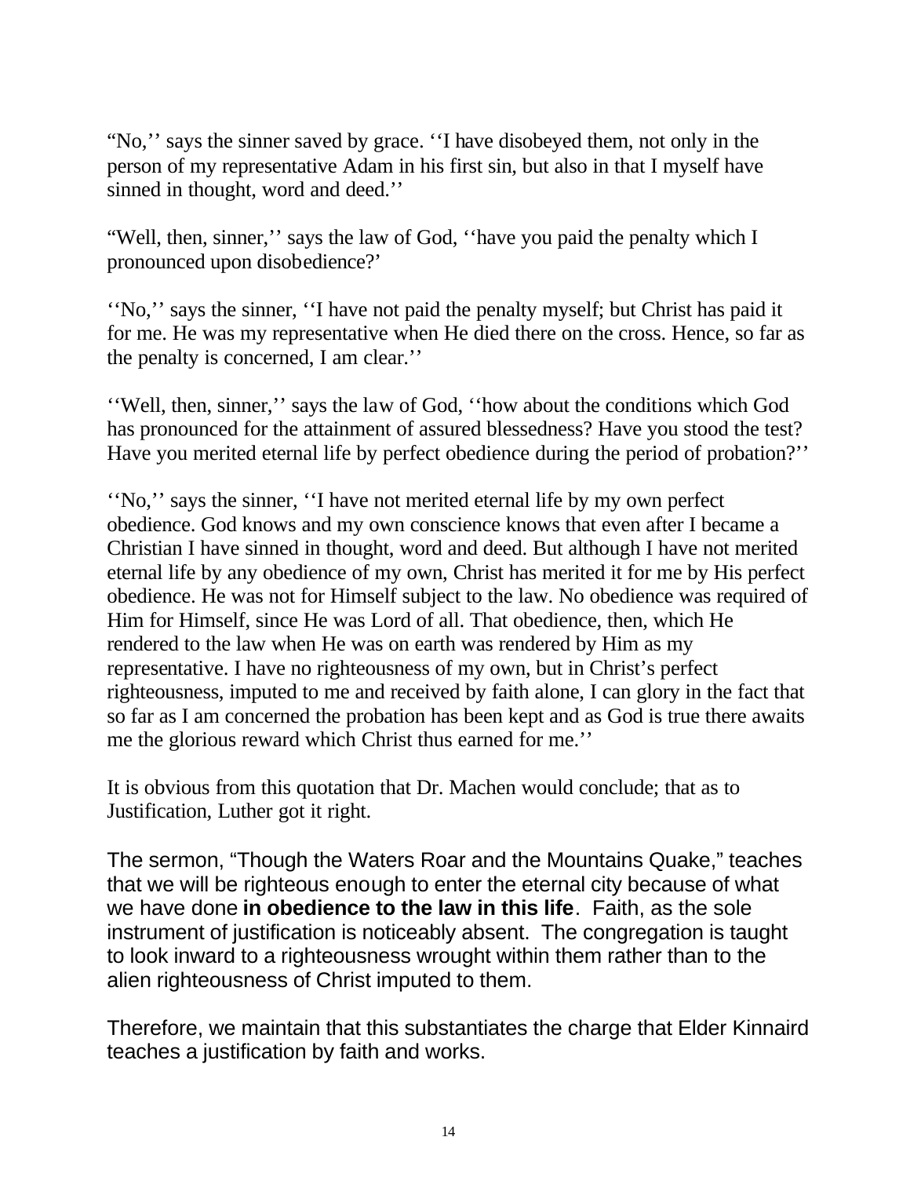“No,’’ says the sinner saved by grace. ‘‘I have disobeyed them, not only in the person of my representative Adam in his first sin, but also in that I myself have sinned in thought, word and deed.’’

“Well, then, sinner,’’ says the law of God, ‘‘have you paid the penalty which I pronounced upon disobedience?’

‘‘No,’’ says the sinner, ‘‘I have not paid the penalty myself; but Christ has paid it for me. He was my representative when He died there on the cross. Hence, so far as the penalty is concerned, I am clear.’’

‘‘Well, then, sinner,’’ says the law of God, ‘‘how about the conditions which God has pronounced for the attainment of assured blessedness? Have you stood the test? Have you merited eternal life by perfect obedience during the period of probation?’’

‘‘No,’’ says the sinner, ‘‘I have not merited eternal life by my own perfect obedience. God knows and my own conscience knows that even after I became a Christian I have sinned in thought, word and deed. But although I have not merited eternal life by any obedience of my own, Christ has merited it for me by His perfect obedience. He was not for Himself subject to the law. No obedience was required of Him for Himself, since He was Lord of all. That obedience, then, which He rendered to the law when He was on earth was rendered by Him as my representative. I have no righteousness of my own, but in Christ’s perfect righteousness, imputed to me and received by faith alone, I can glory in the fact that so far as I am concerned the probation has been kept and as God is true there awaits me the glorious reward which Christ thus earned for me.’’

It is obvious from this quotation that Dr. Machen would conclude; that as to Justification, Luther got it right.

The sermon, “Though the Waters Roar and the Mountains Quake,” teaches that we will be righteous enough to enter the eternal city because of what we have done **in obedience to the law in this life**. Faith, as the sole instrument of justification is noticeably absent. The congregation is taught to look inward to a righteousness wrought within them rather than to the alien righteousness of Christ imputed to them.

Therefore, we maintain that this substantiates the charge that Elder Kinnaird teaches a justification by faith and works.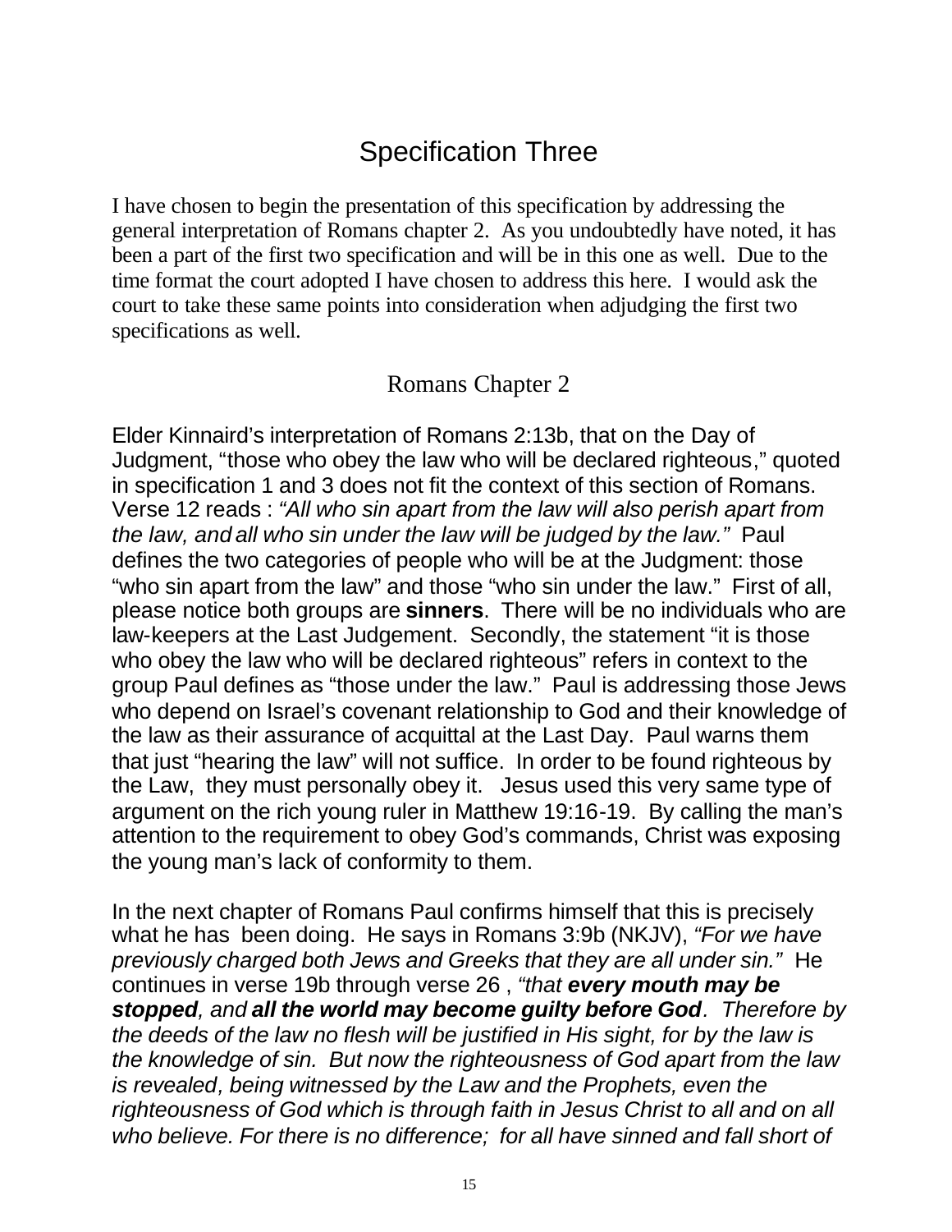# Specification Three

I have chosen to begin the presentation of this specification by addressing the general interpretation of Romans chapter 2. As you undoubtedly have noted, it has been a part of the first two specification and will be in this one as well. Due to the time format the court adopted I have chosen to address this here. I would ask the court to take these same points into consideration when adjudging the first two specifications as well.

## Romans Chapter 2

Elder Kinnaird's interpretation of Romans 2:13b, that on the Day of Judgment, "those who obey the law who will be declared righteous," quoted in specification 1 and 3 does not fit the context of this section of Romans. Verse 12 reads : *"All who sin apart from the law will also perish apart from the law, and all who sin under the law will be judged by the law."* Paul defines the two categories of people who will be at the Judgment: those "who sin apart from the law" and those "who sin under the law." First of all, please notice both groups are **sinners**. There will be no individuals who are law-keepers at the Last Judgement. Secondly, the statement "it is those who obey the law who will be declared righteous" refers in context to the group Paul defines as "those under the law." Paul is addressing those Jews who depend on Israel's covenant relationship to God and their knowledge of the law as their assurance of acquittal at the Last Day. Paul warns them that just "hearing the law" will not suffice. In order to be found righteous by the Law, they must personally obey it. Jesus used this very same type of argument on the rich young ruler in Matthew 19:16-19. By calling the man's attention to the requirement to obey God's commands, Christ was exposing the young man's lack of conformity to them.

In the next chapter of Romans Paul confirms himself that this is precisely what he has been doing. He says in Romans 3:9b (NKJV), *"For we have previously charged both Jews and Greeks that they are all under sin."* He continues in verse 19b through verse 26 , *"that **every mouth may be stopped**, and **all the world may become guilty before God**. Therefore by the deeds of the law no flesh will be justified in His sight, for by the law is the knowledge of sin. But now the righteousness of God apart from the law is revealed, being witnessed by the Law and the Prophets, even the righteousness of God which is through faith in Jesus Christ to all and on all who believe. For there is no difference; for all have sinned and fall short of*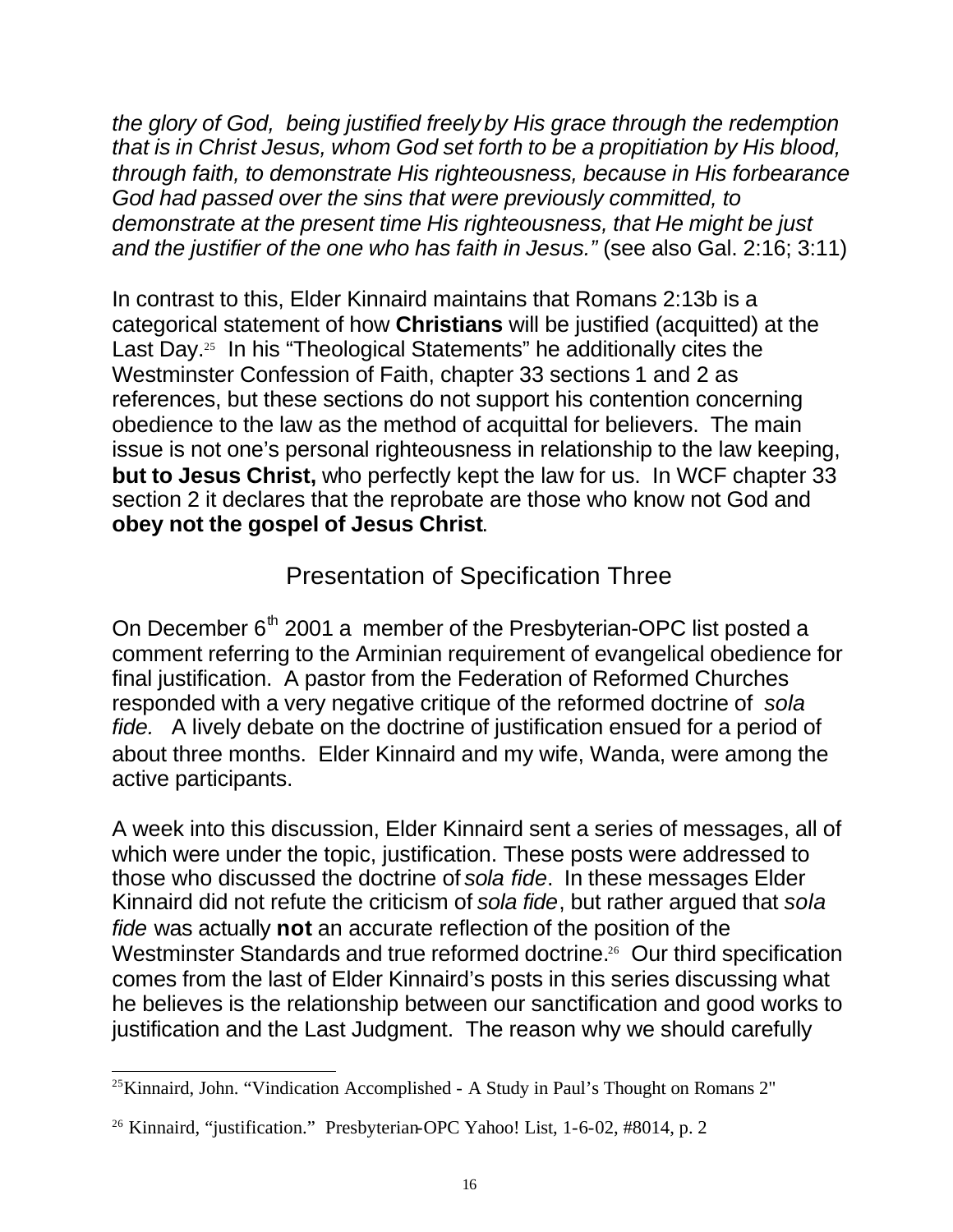*the glory of God, being justified freely by His grace through the redemption that is in Christ Jesus, whom God set forth to be a propitiation by His blood, through faith, to demonstrate His righteousness, because in His forbearance God had passed over the sins that were previously committed, to demonstrate at the present time His righteousness, that He might be just and the justifier of the one who has faith in Jesus."* (see also Gal. 2:16; 3:11)

In contrast to this, Elder Kinnaird maintains that Romans 2:13b is a categorical statement of how **Christians** will be justified (acquitted) at the Last Day.[25] In his "Theological Statements" he additionally cites the Westminster Confession of Faith, chapter 33 sections 1 and 2 as references, but these sections do not support his contention concerning obedience to the law as the method of acquittal for believers. The main issue is not one's personal righteousness in relationship to the law keeping, **but to Jesus Christ,** who perfectly kept the law for us. In WCF chapter 33 section 2 it declares that the reprobate are those who know not God and **obey not the gospel of Jesus Christ**.

## Presentation of Specification Three

On December 6th 2001 a member of the Presbyterian-OPC list posted a comment referring to the Arminian requirement of evangelical obedience for final justification. A pastor from the Federation of Reformed Churches responded with a very negative critique of the reformed doctrine of *sola fide.* A lively debate on the doctrine of justification ensued for a period of about three months. Elder Kinnaird and my wife, Wanda, were among the active participants.

A week into this discussion, Elder Kinnaird sent a series of messages, all of which were under the topic, justification. These posts were addressed to those who discussed the doctrine of *sola fide*. In these messages Elder Kinnaird did not refute the criticism of *sola fide*, but rather argued that *sola fide* was actually **not** an accurate reflection of the position of the Westminster Standards and true reformed doctrine.[26] Our third specification comes from the last of Elder Kinnaird's posts in this series discussing what he believes is the relationship between our sanctification and good works to justification and the Last Judgment. The reason why we should carefully

---

[25] Kinnaird, John. "Vindication Accomplished - A Study in Paul's Thought on Romans 2"

[26] Kinnaird, "justification." Presbyterian-OPC Yahoo! List, 1-6-02, #8014, p. 2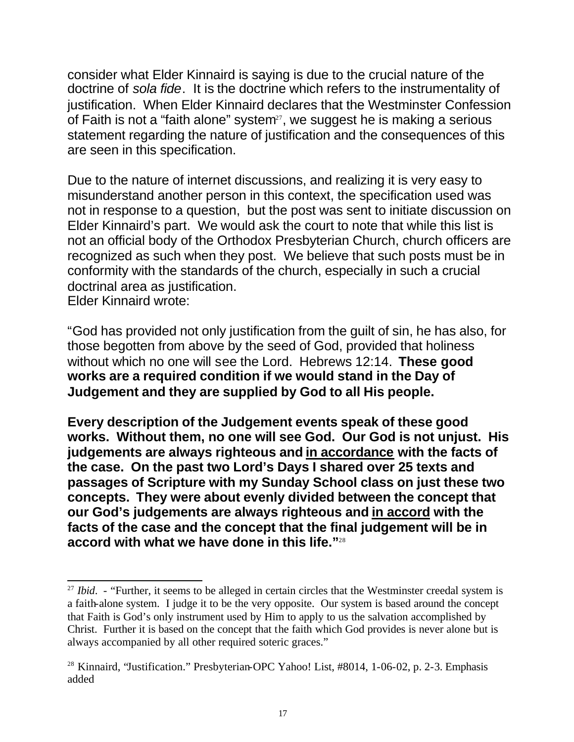consider what Elder Kinnaird is saying is due to the crucial nature of the doctrine of *sola fide*. It is the doctrine which refers to the instrumentality of justification. When Elder Kinnaird declares that the Westminster Confession of Faith is not a "faith alone" system[27], we suggest he is making a serious statement regarding the nature of justification and the consequences of this are seen in this specification.

Due to the nature of internet discussions, and realizing it is very easy to misunderstand another person in this context, the specification used was not in response to a question, but the post was sent to initiate discussion on Elder Kinnaird's part. We would ask the court to note that while this list is not an official body of the Orthodox Presbyterian Church, church officers are recognized as such when they post. We believe that such posts must be in conformity with the standards of the church, especially in such a crucial doctrinal area as justification.
Elder Kinnaird wrote:

"God has provided not only justification from the guilt of sin, he has also, for those begotten from above by the seed of God, provided that holiness without which no one will see the Lord. Hebrews 12:14. **These good works are a required condition if we would stand in the Day of Judgement and they are supplied by God to all His people.**

**Every description of the Judgement events speak of these good works. Without them, no one will see God. Our God is not unjust. His judgements are always righteous and <u>in accordance</u> with the facts of the case. On the past two Lord's Days I shared over 25 texts and passages of Scripture with my Sunday School class on just these two concepts. They were about evenly divided between the concept that our God's judgements are always righteous and <u>in accord</u> with the facts of the case and the concept that the final judgement will be in accord with what we have done in this life."**[28]

---

[27] *Ibid*. - "Further, it seems to be alleged in certain circles that the Westminster creedal system is a faith-alone system. I judge it to be the very opposite. Our system is based around the concept that Faith is God's only instrument used by Him to apply to us the salvation accomplished by Christ. Further it is based on the concept that the faith which God provides is never alone but is always accompanied by all other required soteric graces."

[28] Kinnaird, "Justification." Presbyterian-OPC Yahoo! List, #8014, 1-06-02, p. 2-3. Emphasis added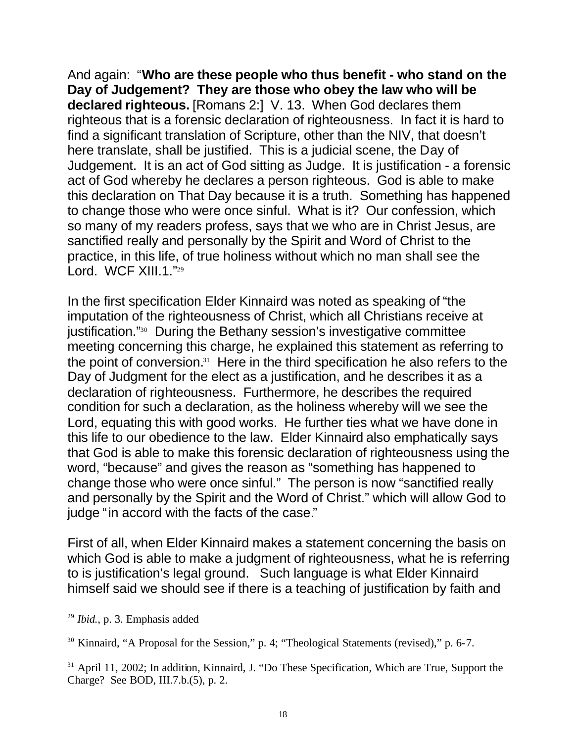And again: "**Who are these people who thus benefit - who stand on the Day of Judgement? They are those who obey the law who will be declared righteous.** [Romans 2:] V. 13. When God declares them righteous that is a forensic declaration of righteousness. In fact it is hard to find a significant translation of Scripture, other than the NIV, that doesn't here translate, shall be justified. This is a judicial scene, the Day of Judgement. It is an act of God sitting as Judge. It is justification - a forensic act of God whereby he declares a person righteous. God is able to make this declaration on That Day because it is a truth. Something has happened to change those who were once sinful. What is it? Our confession, which so many of my readers profess, says that we who are in Christ Jesus, are sanctified really and personally by the Spirit and Word of Christ to the practice, in this life, of true holiness without which no man shall see the Lord. WCF XIII.1."[29]

In the first specification Elder Kinnaird was noted as speaking of "the imputation of the righteousness of Christ, which all Christians receive at justification."[30] During the Bethany session's investigative committee meeting concerning this charge, he explained this statement as referring to the point of conversion.[31] Here in the third specification he also refers to the Day of Judgment for the elect as a justification, and he describes it as a declaration of righteousness. Furthermore, he describes the required condition for such a declaration, as the holiness whereby will we see the Lord, equating this with good works. He further ties what we have done in this life to our obedience to the law. Elder Kinnaird also emphatically says that God is able to make this forensic declaration of righteousness using the word, "because" and gives the reason as "something has happened to change those who were once sinful." The person is now "sanctified really and personally by the Spirit and the Word of Christ." which will allow God to judge "in accord with the facts of the case."

First of all, when Elder Kinnaird makes a statement concerning the basis on which God is able to make a judgment of righteousness, what he is referring to is justification's legal ground. Such language is what Elder Kinnaird himself said we should see if there is a teaching of justification by faith and

---

[29] *Ibid.*, p. 3. Emphasis added

[30] Kinnaird, "A Proposal for the Session," p. 4; "Theological Statements (revised)," p. 6-7.

[31] April 11, 2002; In addition, Kinnaird, J. "Do These Specification, Which are True, Support the Charge? See BOD, III.7.b.(5), p. 2.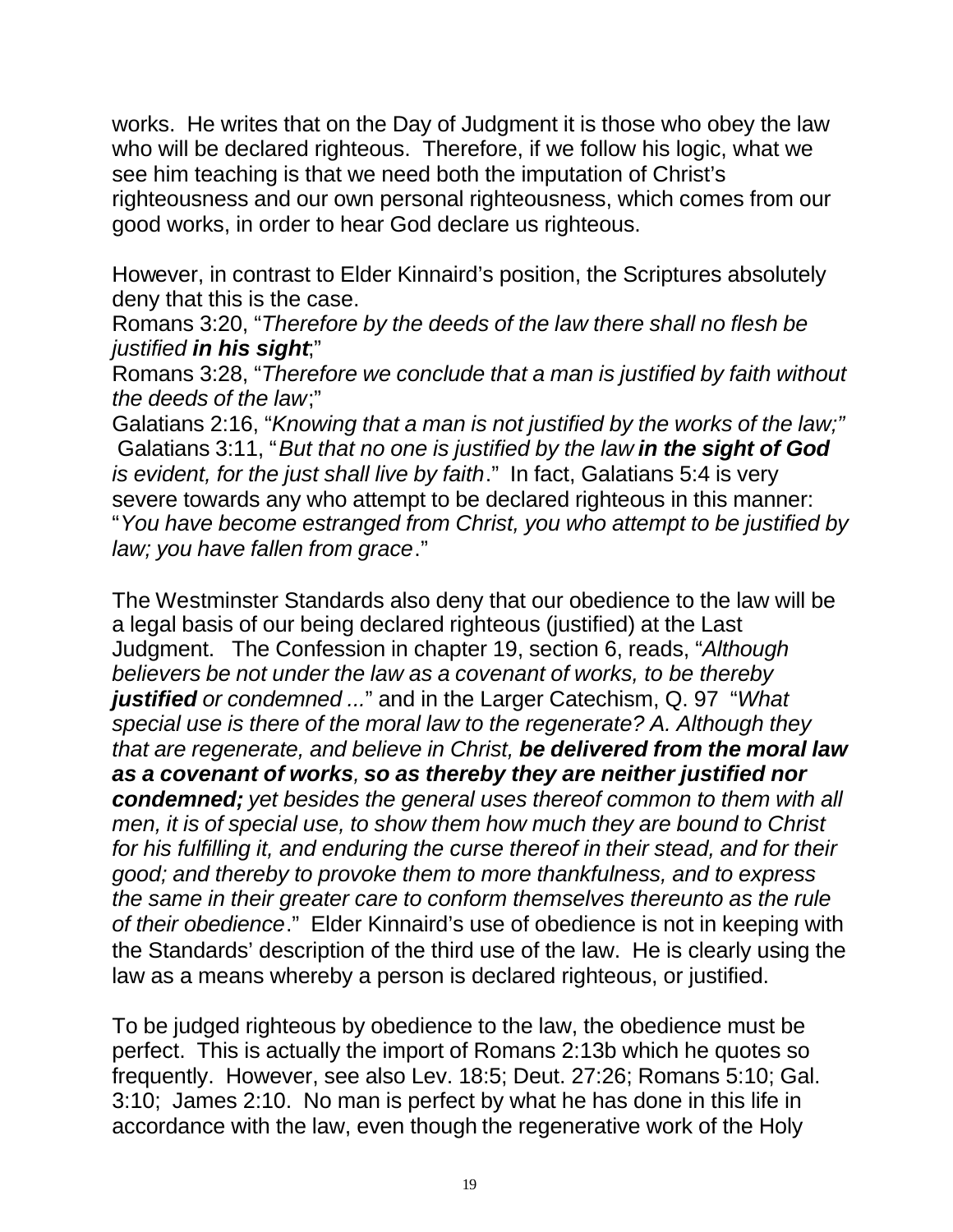works. He writes that on the Day of Judgment it is those who obey the law who will be declared righteous. Therefore, if we follow his logic, what we see him teaching is that we need both the imputation of Christ's righteousness and our own personal righteousness, which comes from our good works, in order to hear God declare us righteous.

However, in contrast to Elder Kinnaird's position, the Scriptures absolutely deny that this is the case.

Romans 3:20, "*Therefore by the deeds of the law there shall no flesh be justified* ***in his sight***;"

Romans 3:28, "*Therefore we conclude that a man is justified by faith without the deeds of the law*;"

Galatians 2:16, "*Knowing that a man is not justified by the works of the law;*"

Galatians 3:11, "*But that no one is justified by the law* ***in the sight of God*** *is evident, for the just shall live by faith*." In fact, Galatians 5:4 is very severe towards any who attempt to be declared righteous in this manner: "*You have become estranged from Christ, you who attempt to be justified by law; you have fallen from grace*."

The Westminster Standards also deny that our obedience to the law will be a legal basis of our being declared righteous (justified) at the Last Judgment. The Confession in chapter 19, section 6, reads, "*Although believers be not under the law as a covenant of works, to be thereby* ***justified*** *or condemned ...*" and in the Larger Catechism, Q. 97 "*What special use is there of the moral law to the regenerate? A. Although they that are regenerate, and believe in Christ,* ***be delivered from the moral law as a covenant of works, so as thereby they are neither justified nor condemned;*** *yet besides the general uses thereof common to them with all men, it is of special use, to show them how much they are bound to Christ for his fulfilling it, and enduring the curse thereof in their stead, and for their good; and thereby to provoke them to more thankfulness, and to express the same in their greater care to conform themselves thereunto as the rule of their obedience*." Elder Kinnaird's use of obedience is not in keeping with the Standards' description of the third use of the law. He is clearly using the law as a means whereby a person is declared righteous, or justified.

To be judged righteous by obedience to the law, the obedience must be perfect. This is actually the import of Romans 2:13b which he quotes so frequently. However, see also Lev. 18:5; Deut. 27:26; Romans 5:10; Gal. 3:10; James 2:10. No man is perfect by what he has done in this life in accordance with the law, even though the regenerative work of the Holy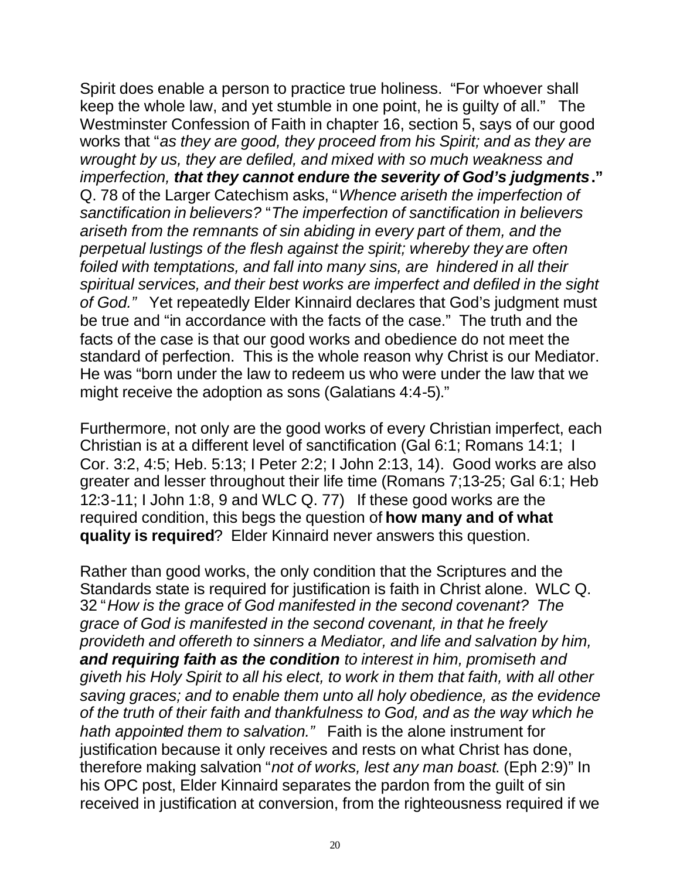Spirit does enable a person to practice true holiness. "For whoever shall keep the whole law, and yet stumble in one point, he is guilty of all." The Westminster Confession of Faith in chapter 16, section 5, says of our good works that "*as they are good, they proceed from his Spirit; and as they are wrought by us, they are defiled, and mixed with so much weakness and imperfection, **that they cannot endure the severity of God's judgments***." Q. 78 of the Larger Catechism asks, "*Whence ariseth the imperfection of sanctification in believers?* "*The imperfection of sanctification in believers ariseth from the remnants of sin abiding in every part of them, and the perpetual lustings of the flesh against the spirit; whereby they are often foiled with temptations, and fall into many sins, are hindered in all their spiritual services, and their best works are imperfect and defiled in the sight of God."* Yet repeatedly Elder Kinnaird declares that God's judgment must be true and "in accordance with the facts of the case." The truth and the facts of the case is that our good works and obedience do not meet the standard of perfection. This is the whole reason why Christ is our Mediator. He was "born under the law to redeem us who were under the law that we might receive the adoption as sons (Galatians 4:4-5)."

Furthermore, not only are the good works of every Christian imperfect, each Christian is at a different level of sanctification (Gal 6:1; Romans 14:1; I Cor. 3:2, 4:5; Heb. 5:13; I Peter 2:2; I John 2:13, 14). Good works are also greater and lesser throughout their life time (Romans 7;13-25; Gal 6:1; Heb 12:3-11; I John 1:8, 9 and WLC Q. 77) If these good works are the required condition, this begs the question of **how many and of what quality is required**? Elder Kinnaird never answers this question.

Rather than good works, the only condition that the Scriptures and the Standards state is required for justification is faith in Christ alone. WLC Q. 32 "*How is the grace of God manifested in the second covenant? The grace of God is manifested in the second covenant, in that he freely provideth and offereth to sinners a Mediator, and life and salvation by him, **and requiring faith as the condition** to interest in him, promiseth and giveth his Holy Spirit to all his elect, to work in them that faith, with all other saving graces; and to enable them unto all holy obedience, as the evidence of the truth of their faith and thankfulness to God, and as the way which he hath appointed them to salvation."* Faith is the alone instrument for justification because it only receives and rests on what Christ has done, therefore making salvation "*not of works, lest any man boast*. (Eph 2:9)" In his OPC post, Elder Kinnaird separates the pardon from the guilt of sin received in justification at conversion, from the righteousness required if we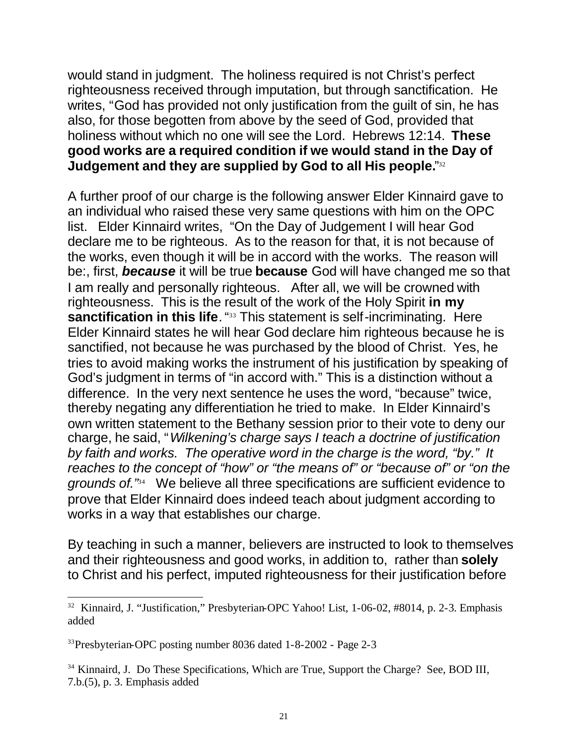would stand in judgment. The holiness required is not Christ's perfect righteousness received through imputation, but through sanctification. He writes, "God has provided not only justification from the guilt of sin, he has also, for those begotten from above by the seed of God, provided that holiness without which no one will see the Lord. Hebrews 12:14. **These good works are a required condition if we would stand in the Day of Judgement and they are supplied by God to all His people.**"[32]

A further proof of our charge is the following answer Elder Kinnaird gave to an individual who raised these very same questions with him on the OPC list. Elder Kinnaird writes, "On the Day of Judgement I will hear God declare me to be righteous. As to the reason for that, it is not because of the works, even though it will be in accord with the works. The reason will be:, first, ***because*** it will be true **because** God will have changed me so that I am really and personally righteous. After all, we will be crowned with righteousness. This is the result of the work of the Holy Spirit **in my sanctification in this life**. "[33] This statement is self-incriminating. Here Elder Kinnaird states he will hear God declare him righteous because he is sanctified, not because he was purchased by the blood of Christ. Yes, he tries to avoid making works the instrument of his justification by speaking of God's judgment in terms of "in accord with." This is a distinction without a difference. In the very next sentence he uses the word, "because" twice, thereby negating any differentiation he tried to make. In Elder Kinnaird's own written statement to the Bethany session prior to their vote to deny our charge, he said, "*Wilkening's charge says I teach a doctrine of justification by faith and works. The operative word in the charge is the word, "by." It reaches to the concept of "how" or "the means of" or "because of" or "on the grounds of."*[34] We believe all three specifications are sufficient evidence to prove that Elder Kinnaird does indeed teach about judgment according to works in a way that establishes our charge.

By teaching in such a manner, believers are instructed to look to themselves and their righteousness and good works, in addition to, rather than **solely** to Christ and his perfect, imputed righteousness for their justification before

---

[32] Kinnaird, J. "Justification," Presbyterian-OPC Yahoo! List, 1-06-02, #8014, p. 2-3. Emphasis added

[33] Presbyterian-OPC posting number 8036 dated 1-8-2002 - Page 2-3

[34] Kinnaird, J. Do These Specifications, Which are True, Support the Charge? See, BOD III, 7.b.(5), p. 3. Emphasis added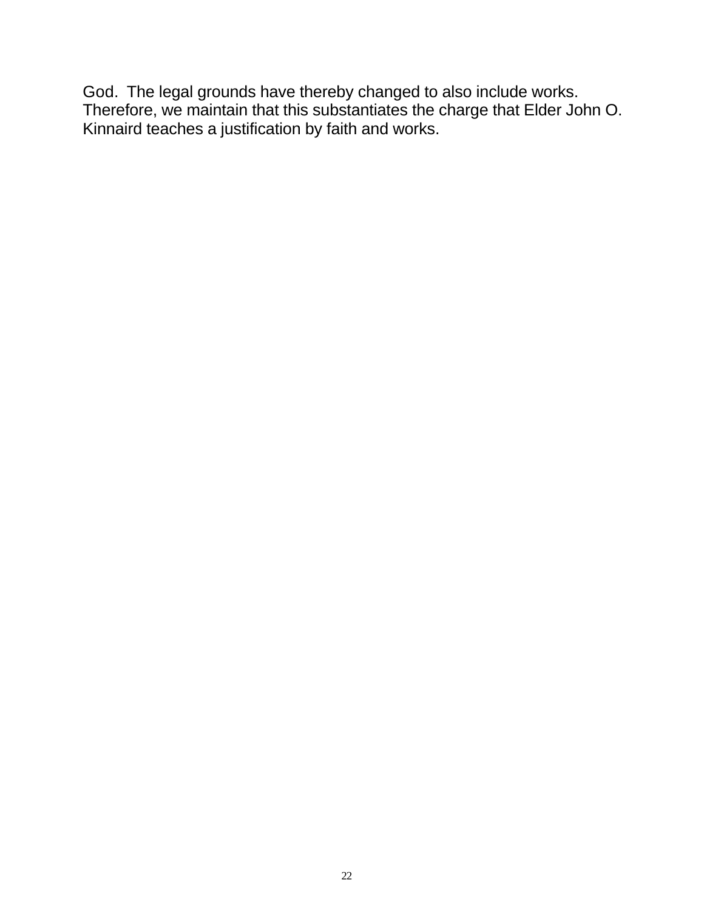God. The legal grounds have thereby changed to also include works. Therefore, we maintain that this substantiates the charge that Elder John O. Kinnaird teaches a justification by faith and works.